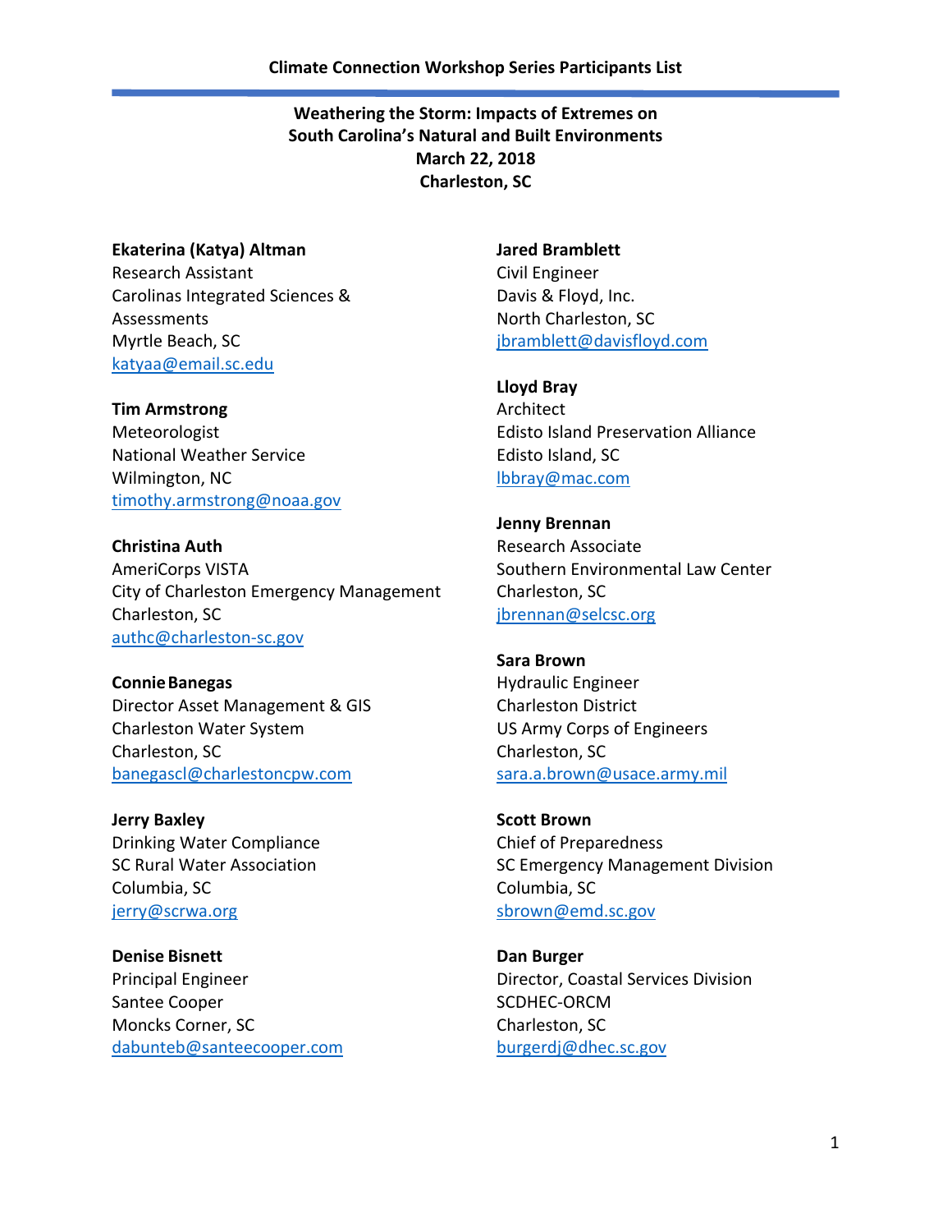# Climate Connection Workshop Series Participants List

## Weathering the Storm: Impacts of Extremes on South Carolina's Natural and Built Environments
## March 22, 2018
## Charleston, SC

**Ekaterina (Katya) Altman**
Research Assistant
Carolinas Integrated Sciences & Assessments
Myrtle Beach, SC
katyaa@email.sc.edu

**Tim Armstrong**
Meteorologist
National Weather Service
Wilmington, NC
timothy.armstrong@noaa.gov

**Christina Auth**
AmeriCorps VISTA
City of Charleston Emergency Management
Charleston, SC
authc@charleston-sc.gov

**Connie Banegas**
Director Asset Management & GIS
Charleston Water System
Charleston, SC
banegascl@charlestoncpw.com

**Jerry Baxley**
Drinking Water Compliance
SC Rural Water Association
Columbia, SC
jerry@scrwa.org

**Denise Bisnett**
Principal Engineer
Santee Cooper
Moncks Corner, SC
dabunteb@santeecooper.com

**Jared Bramblett**
Civil Engineer
Davis & Floyd, Inc.
North Charleston, SC
jbramblett@davisfloyd.com

**Lloyd Bray**
Architect
Edisto Island Preservation Alliance
Edisto Island, SC
lbbray@mac.com

**Jenny Brennan**
Research Associate
Southern Environmental Law Center
Charleston, SC
jbrennan@selcsc.org

**Sara Brown**
Hydraulic Engineer
Charleston District
US Army Corps of Engineers
Charleston, SC
sara.a.brown@usace.army.mil

**Scott Brown**
Chief of Preparedness
SC Emergency Management Division
Columbia, SC
sbrown@emd.sc.gov

**Dan Burger**
Director, Coastal Services Division
SCDHEC-ORCM
Charleston, SC
burgerdj@dhec.sc.gov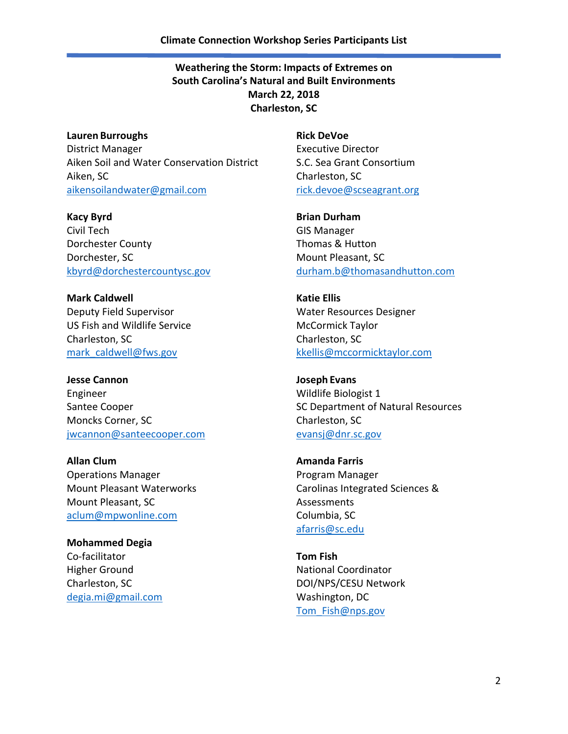## Climate Connection Workshop Series Participants List

### Weathering the Storm: Impacts of Extremes on South Carolina's Natural and Built Environments
### March 22, 2018
### Charleston, SC

**Lauren Burroughs**
District Manager
Aiken Soil and Water Conservation District
Aiken, SC
aikensoilandwater@gmail.com

**Kacy Byrd**
Civil Tech
Dorchester County
Dorchester, SC
kbyrd@dorchestercountysc.gov

**Mark Caldwell**
Deputy Field Supervisor
US Fish and Wildlife Service
Charleston, SC
mark_caldwell@fws.gov

**Jesse Cannon**
Engineer
Santee Cooper
Moncks Corner, SC
jwcannon@santeecooper.com

**Allan Clum**
Operations Manager
Mount Pleasant Waterworks
Mount Pleasant, SC
aclum@mpwonline.com

**Mohammed Degia**
Co-facilitator
Higher Ground
Charleston, SC
degia.mi@gmail.com

**Rick DeVoe**
Executive Director
S.C. Sea Grant Consortium
Charleston, SC
rick.devoe@scseagrant.org

**Brian Durham**
GIS Manager
Thomas & Hutton
Mount Pleasant, SC
durham.b@thomasandhutton.com

**Katie Ellis**
Water Resources Designer
McCormick Taylor
Charleston, SC
kkellis@mccormicktaylor.com

**Joseph Evans**
Wildlife Biologist 1
SC Department of Natural Resources
Charleston, SC
evansj@dnr.sc.gov

**Amanda Farris**
Program Manager
Carolinas Integrated Sciences & Assessments
Columbia, SC
afarris@sc.edu

**Tom Fish**
National Coordinator
DOI/NPS/CESU Network
Washington, DC
Tom_Fish@nps.gov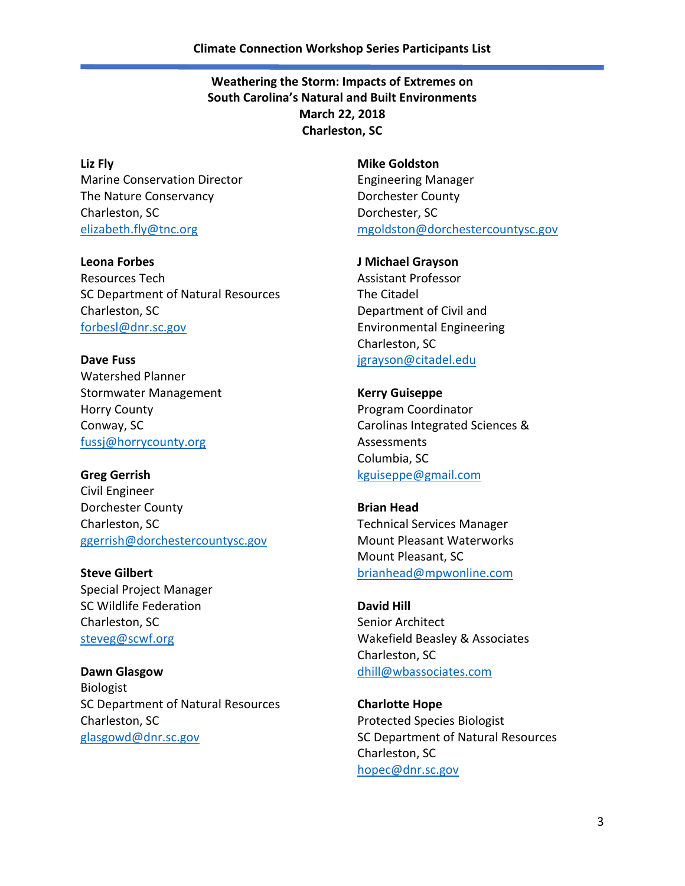## Climate Connection Workshop Series Participants List

### Weathering the Storm: Impacts of Extremes on South Carolina's Natural and Built Environments
### March 22, 2018
### Charleston, SC

**Liz Fly**
Marine Conservation Director
The Nature Conservancy
Charleston, SC
elizabeth.fly@tnc.org

**Leona Forbes**
Resources Tech
SC Department of Natural Resources
Charleston, SC
forbesl@dnr.sc.gov

**Dave Fuss**
Watershed Planner
Stormwater Management
Horry County
Conway, SC
fussj@horrycounty.org

**Greg Gerrish**
Civil Engineer
Dorchester County
Charleston, SC
ggerrish@dorchestercountysc.gov

**Steve Gilbert**
Special Project Manager
SC Wildlife Federation
Charleston, SC
steveg@scwf.org

**Dawn Glasgow**
Biologist
SC Department of Natural Resources
Charleston, SC
glasgowd@dnr.sc.gov

**Mike Goldston**
Engineering Manager
Dorchester County
Dorchester, SC
mgoldston@dorchestercountysc.gov

**J Michael Grayson**
Assistant Professor
The Citadel
Department of Civil and Environmental Engineering
Charleston, SC
jgrayson@citadel.edu

**Kerry Guiseppe**
Program Coordinator
Carolinas Integrated Sciences & Assessments
Columbia, SC
kguiseppe@gmail.com

**Brian Head**
Technical Services Manager
Mount Pleasant Waterworks
Mount Pleasant, SC
brianhead@mpwonline.com

**David Hill**
Senior Architect
Wakefield Beasley & Associates
Charleston, SC
dhill@wbassociates.com

**Charlotte Hope**
Protected Species Biologist
SC Department of Natural Resources
Charleston, SC
hopec@dnr.sc.gov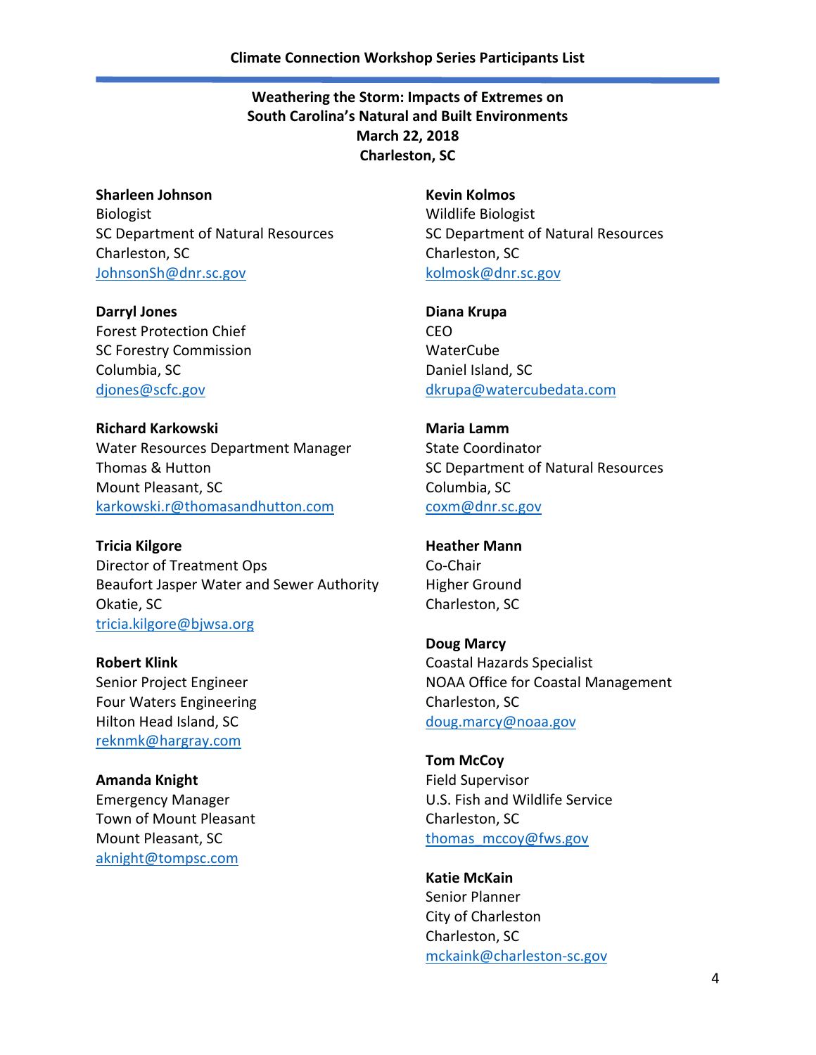### Weathering the Storm: Impacts of Extremes on South Carolina's Natural and Built Environments
### March 22, 2018
### Charleston, SC

**Sharleen Johnson**
Biologist
SC Department of Natural Resources
Charleston, SC
JohnsonSh@dnr.sc.gov

**Darryl Jones**
Forest Protection Chief
SC Forestry Commission
Columbia, SC
djones@scfc.gov

**Richard Karkowski**
Water Resources Department Manager
Thomas & Hutton
Mount Pleasant, SC
karkowski.r@thomasandhutton.com

**Tricia Kilgore**
Director of Treatment Ops
Beaufort Jasper Water and Sewer Authority
Okatie, SC
tricia.kilgore@bjwsa.org

**Robert Klink**
Senior Project Engineer
Four Waters Engineering
Hilton Head Island, SC
reknmk@hargray.com

**Amanda Knight**
Emergency Manager
Town of Mount Pleasant
Mount Pleasant, SC
aknight@tompsc.com

**Kevin Kolmos**
Wildlife Biologist
SC Department of Natural Resources
Charleston, SC
kolmosk@dnr.sc.gov

**Diana Krupa**
CEO
WaterCube
Daniel Island, SC
dkrupa@watercubedata.com

**Maria Lamm**
State Coordinator
SC Department of Natural Resources
Columbia, SC
coxm@dnr.sc.gov

**Heather Mann**
Co-Chair
Higher Ground
Charleston, SC

**Doug Marcy**
Coastal Hazards Specialist
NOAA Office for Coastal Management
Charleston, SC
doug.marcy@noaa.gov

**Tom McCoy**
Field Supervisor
U.S. Fish and Wildlife Service
Charleston, SC
thomas_mccoy@fws.gov

**Katie McKain**
Senior Planner
City of Charleston
Charleston, SC
mckaink@charleston-sc.gov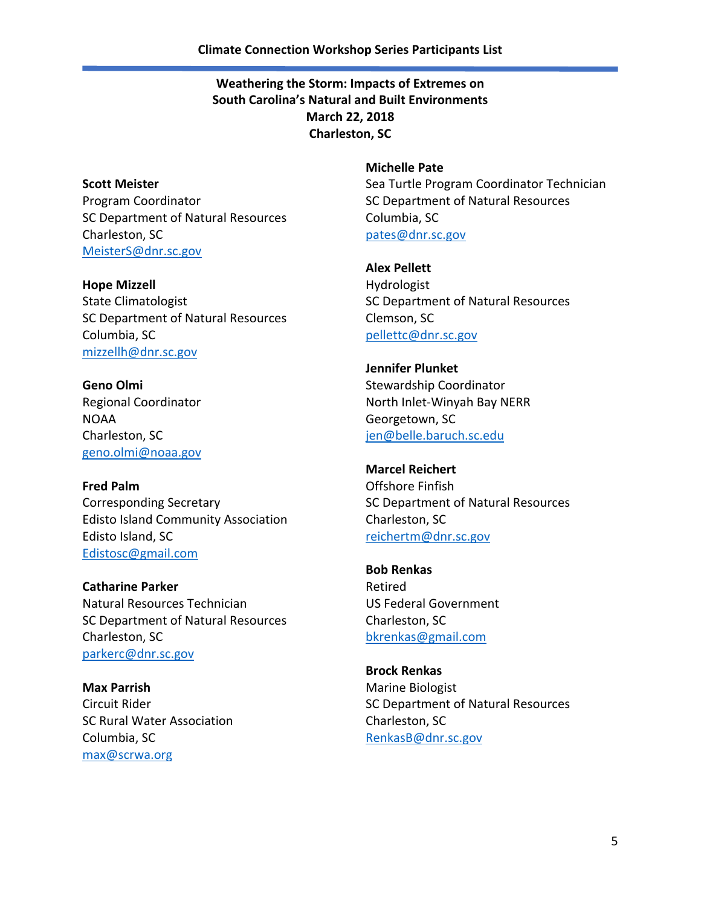**Climate Connection Workshop Series Participants List**

**Weathering the Storm: Impacts of Extremes on South Carolina's Natural and Built Environments**
**March 22, 2018**
**Charleston, SC**

**Scott Meister**
Program Coordinator
SC Department of Natural Resources
Charleston, SC
MeisterS@dnr.sc.gov

**Hope Mizzell**
State Climatologist
SC Department of Natural Resources
Columbia, SC
mizzellh@dnr.sc.gov

**Geno Olmi**
Regional Coordinator
NOAA
Charleston, SC
geno.olmi@noaa.gov

**Fred Palm**
Corresponding Secretary
Edisto Island Community Association
Edisto Island, SC
Edistosc@gmail.com

**Catharine Parker**
Natural Resources Technician
SC Department of Natural Resources
Charleston, SC
parkerc@dnr.sc.gov

**Max Parrish**
Circuit Rider
SC Rural Water Association
Columbia, SC
max@scrwa.org

**Michelle Pate**
Sea Turtle Program Coordinator Technician
SC Department of Natural Resources
Columbia, SC
pates@dnr.sc.gov

**Alex Pellett**
Hydrologist
SC Department of Natural Resources
Clemson, SC
pellettc@dnr.sc.gov

**Jennifer Plunket**
Stewardship Coordinator
North Inlet-Winyah Bay NERR
Georgetown, SC
jen@belle.baruch.sc.edu

**Marcel Reichert**
Offshore Finfish
SC Department of Natural Resources
Charleston, SC
reichertm@dnr.sc.gov

**Bob Renkas**
Retired
US Federal Government
Charleston, SC
bkrenkas@gmail.com

**Brock Renkas**
Marine Biologist
SC Department of Natural Resources
Charleston, SC
RenkasB@dnr.sc.gov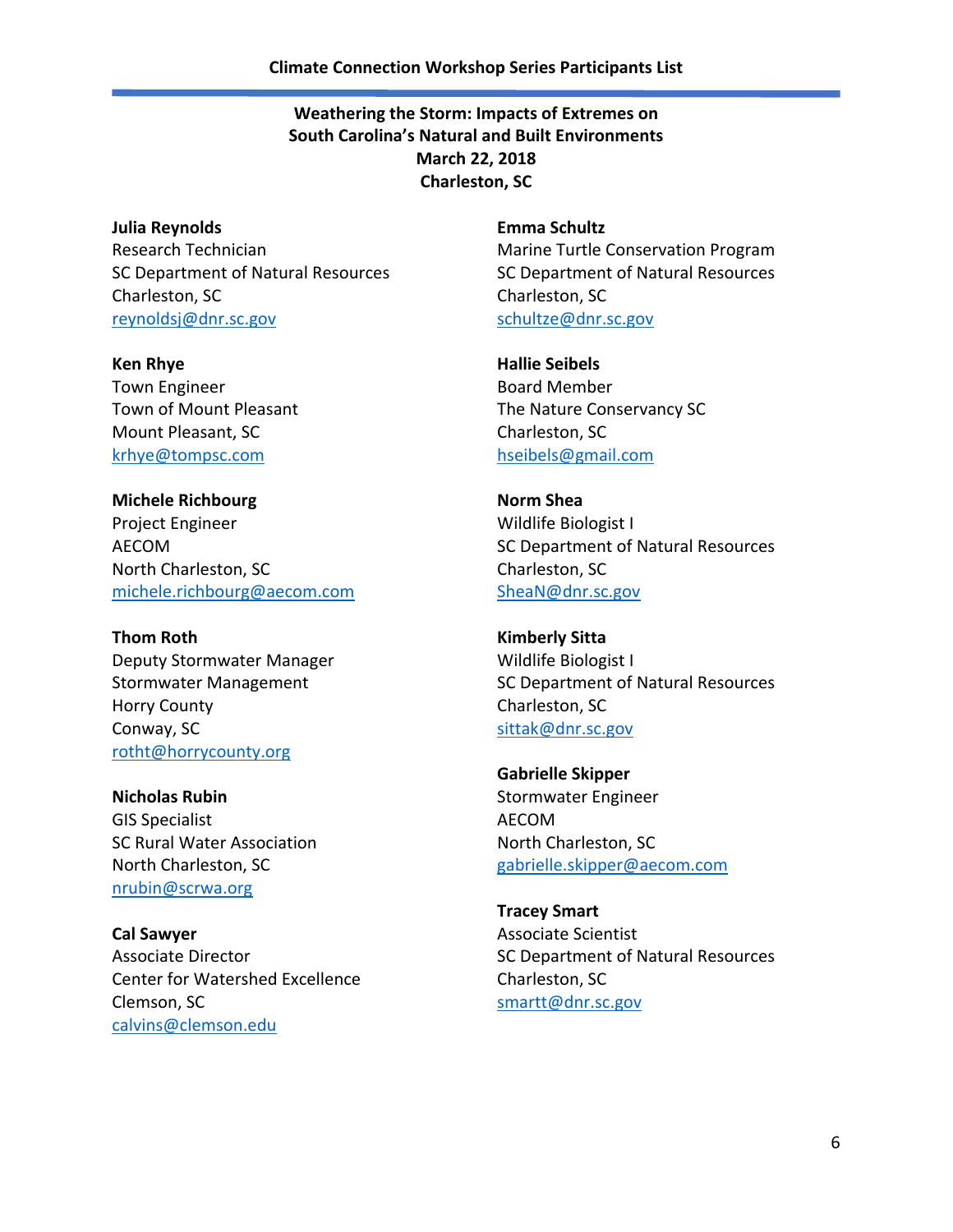### Weathering the Storm: Impacts of Extremes on South Carolina's Natural and Built Environments
### March 22, 2018
### Charleston, SC

**Julia Reynolds**
Research Technician
SC Department of Natural Resources
Charleston, SC
reynoldsj@dnr.sc.gov

**Ken Rhye**
Town Engineer
Town of Mount Pleasant
Mount Pleasant, SC
krhye@tompsc.com

**Michele Richbourg**
Project Engineer
AECOM
North Charleston, SC
michele.richbourg@aecom.com

**Thom Roth**
Deputy Stormwater Manager
Stormwater Management
Horry County
Conway, SC
rotht@horrycounty.org

**Nicholas Rubin**
GIS Specialist
SC Rural Water Association
North Charleston, SC
nrubin@scrwa.org

**Cal Sawyer**
Associate Director
Center for Watershed Excellence
Clemson, SC
calvins@clemson.edu

**Emma Schultz**
Marine Turtle Conservation Program
SC Department of Natural Resources
Charleston, SC
schultze@dnr.sc.gov

**Hallie Seibels**
Board Member
The Nature Conservancy SC
Charleston, SC
hseibels@gmail.com

**Norm Shea**
Wildlife Biologist I
SC Department of Natural Resources
Charleston, SC
SheaN@dnr.sc.gov

**Kimberly Sitta**
Wildlife Biologist I
SC Department of Natural Resources
Charleston, SC
sittak@dnr.sc.gov

**Gabrielle Skipper**
Stormwater Engineer
AECOM
North Charleston, SC
gabrielle.skipper@aecom.com

**Tracey Smart**
Associate Scientist
SC Department of Natural Resources
Charleston, SC
smartt@dnr.sc.gov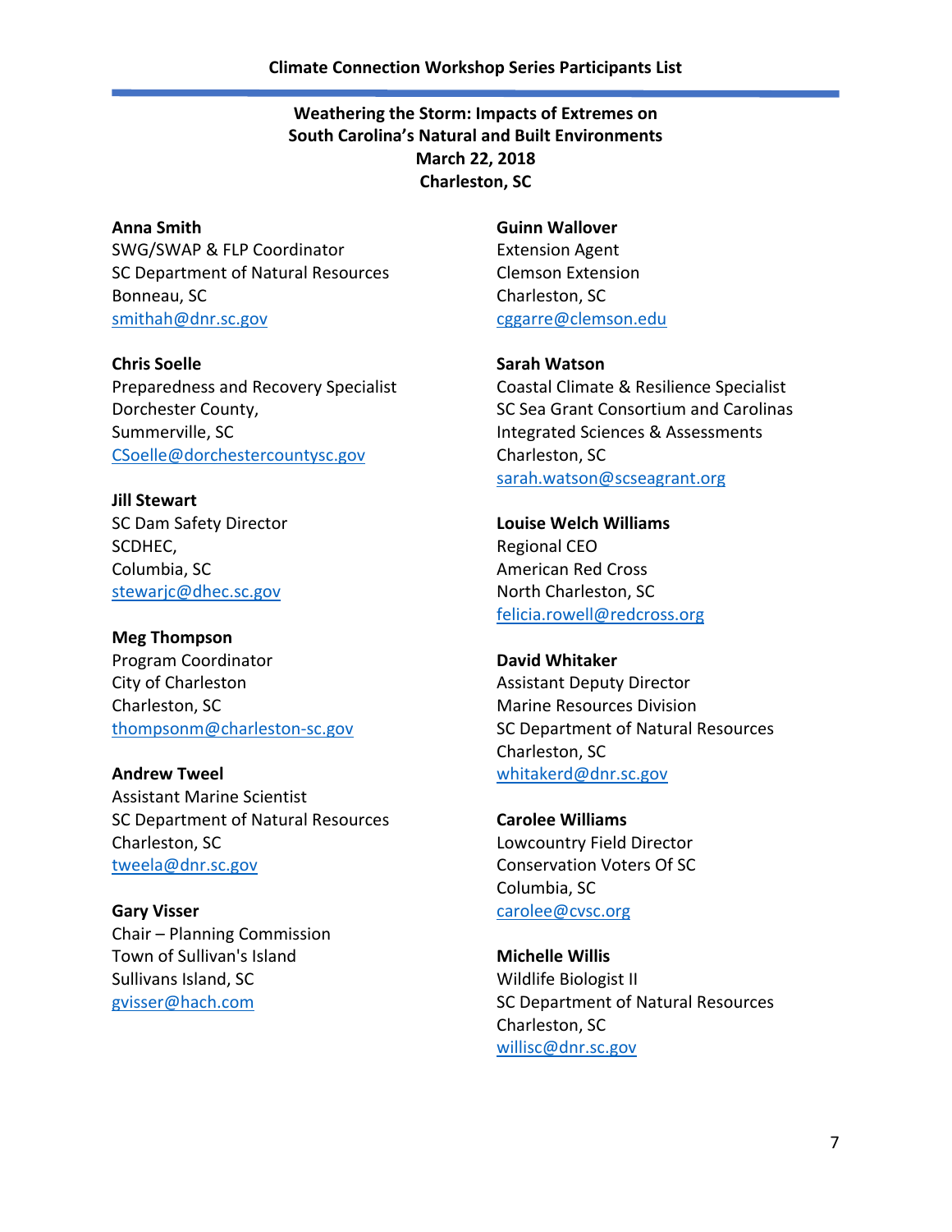Climate Connection Workshop Series Participants List

**Weathering the Storm: Impacts of Extremes on South Carolina's Natural and Built Environments**
**March 22, 2018**
**Charleston, SC**

**Anna Smith**
SWG/SWAP & FLP Coordinator
SC Department of Natural Resources
Bonneau, SC
smithah@dnr.sc.gov

**Chris Soelle**
Preparedness and Recovery Specialist
Dorchester County,
Summerville, SC
CSoelle@dorchestercountysc.gov

**Jill Stewart**
SC Dam Safety Director
SCDHEC,
Columbia, SC
stewarjc@dhec.sc.gov

**Meg Thompson**
Program Coordinator
City of Charleston
Charleston, SC
thompsonm@charleston-sc.gov

**Andrew Tweel**
Assistant Marine Scientist
SC Department of Natural Resources
Charleston, SC
tweela@dnr.sc.gov

**Gary Visser**
Chair – Planning Commission
Town of Sullivan's Island
Sullivans Island, SC
gvisser@hach.com

**Guinn Wallover**
Extension Agent
Clemson Extension
Charleston, SC
cggarre@clemson.edu

**Sarah Watson**
Coastal Climate & Resilience Specialist
SC Sea Grant Consortium and Carolinas Integrated Sciences & Assessments
Charleston, SC
sarah.watson@scseagrant.org

**Louise Welch Williams**
Regional CEO
American Red Cross
North Charleston, SC
felicia.rowell@redcross.org

**David Whitaker**
Assistant Deputy Director
Marine Resources Division
SC Department of Natural Resources
Charleston, SC
whitakerd@dnr.sc.gov

**Carolee Williams**
Lowcountry Field Director
Conservation Voters Of SC
Columbia, SC
carolee@cvsc.org

**Michelle Willis**
Wildlife Biologist II
SC Department of Natural Resources
Charleston, SC
willisc@dnr.sc.gov